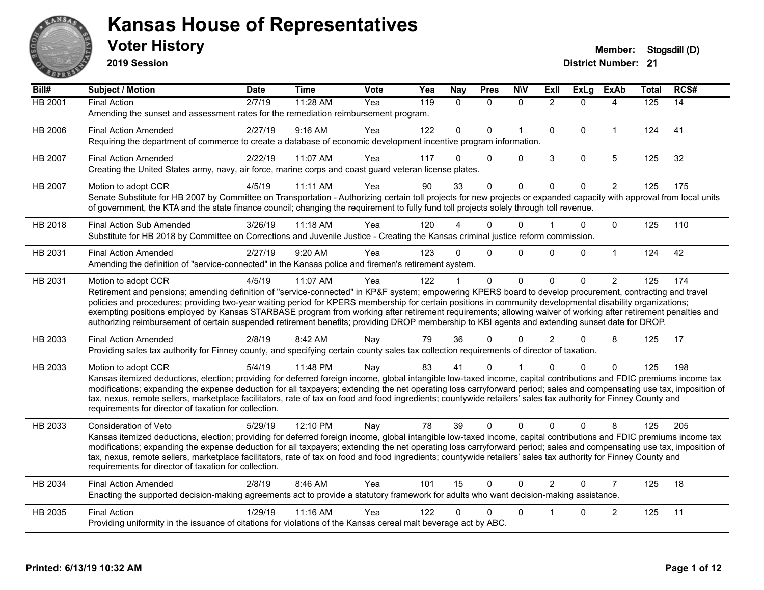# Kansas House of Representatives

## Voter History

**2019 Session**

**Member:** Stogsdill (D)
**District Number:** 21

| Bill# | Subject / Motion | Date | Time | Vote | Yea | Nay | Pres | N\V | ExII | ExLg | ExAb | Total | RCS# |
|---|---|---|---|---|---|---|---|---|---|---|---|---|---|
| HB 2001 | Final Action | 2/7/19 | 11:28 AM | Yea | 119 | 0 | 0 | 0 | 2 | 0 | 4 | 125 | 14 |
| | Amending the sunset and assessment rates for the remediation reimbursement program. | | | | | | | | | | | | |
| HB 2006 | Final Action Amended | 2/27/19 | 9:16 AM | Yea | 122 | 0 | 0 | 1 | 0 | 0 | 1 | 124 | 41 |
| | Requiring the department of commerce to create a database of economic development incentive program information. | | | | | | | | | | | | |
| HB 2007 | Final Action Amended | 2/22/19 | 11:07 AM | Yea | 117 | 0 | 0 | 0 | 3 | 0 | 5 | 125 | 32 |
| | Creating the United States army, navy, air force, marine corps and coast guard veteran license plates. | | | | | | | | | | | | |
| HB 2007 | Motion to adopt CCR | 4/5/19 | 11:11 AM | Yea | 90 | 33 | 0 | 0 | 0 | 0 | 2 | 125 | 175 |
| | Senate Substitute for HB 2007 by Committee on Transportation - Authorizing certain toll projects for new projects or expanded capacity with approval from local units of government, the KTA and the state finance council; changing the requirement to fully fund toll projects solely through toll revenue. | | | | | | | | | | | | |
| HB 2018 | Final Action Sub Amended | 3/26/19 | 11:18 AM | Yea | 120 | 4 | 0 | 0 | 1 | 0 | 0 | 125 | 110 |
| | Substitute for HB 2018 by Committee on Corrections and Juvenile Justice - Creating the Kansas criminal justice reform commission. | | | | | | | | | | | | |
| HB 2031 | Final Action Amended | 2/27/19 | 9:20 AM | Yea | 123 | 0 | 0 | 0 | 0 | 0 | 1 | 124 | 42 |
| | Amending the definition of "service-connected" in the Kansas police and firemen's retirement system. | | | | | | | | | | | | |
| HB 2031 | Motion to adopt CCR | 4/5/19 | 11:07 AM | Yea | 122 | 1 | 0 | 0 | 0 | 0 | 2 | 125 | 174 |
| | Retirement and pensions; amending definition of "service-connected" in KP&F system; empowering KPERS board to develop procurement, contracting and travel policies and procedures; providing two-year waiting period for KPERS membership for certain positions in community developmental disability organizations; exempting positions employed by Kansas STARBASE program from working after retirement requirements; allowing waiver of working after retirement penalties and authorizing reimbursement of certain suspended retirement benefits; providing DROP membership to KBI agents and extending sunset date for DROP. | | | | | | | | | | | | |
| HB 2033 | Final Action Amended | 2/8/19 | 8:42 AM | Nay | 79 | 36 | 0 | 0 | 2 | 0 | 8 | 125 | 17 |
| | Providing sales tax authority for Finney county, and specifying certain county sales tax collection requirements of director of taxation. | | | | | | | | | | | | |
| HB 2033 | Motion to adopt CCR | 5/4/19 | 11:48 PM | Nay | 83 | 41 | 0 | 1 | 0 | 0 | 0 | 125 | 198 |
| | Kansas itemized deductions, election; providing for deferred foreign income, global intangible low-taxed income, capital contributions and FDIC premiums income tax modifications; expanding the expense deduction for all taxpayers; extending the net operating loss carryforward period; sales and compensating use tax, imposition of tax, nexus, remote sellers, marketplace facilitators, rate of tax on food and food ingredients; countywide retailers' sales tax authority for Finney County and requirements for director of taxation for collection. | | | | | | | | | | | | |
| HB 2033 | Consideration of Veto | 5/29/19 | 12:10 PM | Nay | 78 | 39 | 0 | 0 | 0 | 0 | 8 | 125 | 205 |
| | Kansas itemized deductions, election; providing for deferred foreign income, global intangible low-taxed income, capital contributions and FDIC premiums income tax modifications; expanding the expense deduction for all taxpayers; extending the net operating loss carryforward period; sales and compensating use tax, imposition of tax, nexus, remote sellers, marketplace facilitators, rate of tax on food and food ingredients; countywide retailers' sales tax authority for Finney County and requirements for director of taxation for collection. | | | | | | | | | | | | |
| HB 2034 | Final Action Amended | 2/8/19 | 8:46 AM | Yea | 101 | 15 | 0 | 0 | 2 | 0 | 7 | 125 | 18 |
| | Enacting the supported decision-making agreements act to provide a statutory framework for adults who want decision-making assistance. | | | | | | | | | | | | |
| HB 2035 | Final Action | 1/29/19 | 11:16 AM | Yea | 122 | 0 | 0 | 0 | 1 | 0 | 2 | 125 | 11 |
| | Providing uniformity in the issuance of citations for violations of the Kansas cereal malt beverage act by ABC. | | | | | | | | | | | | |

Printed: 6/13/19 10:32 AM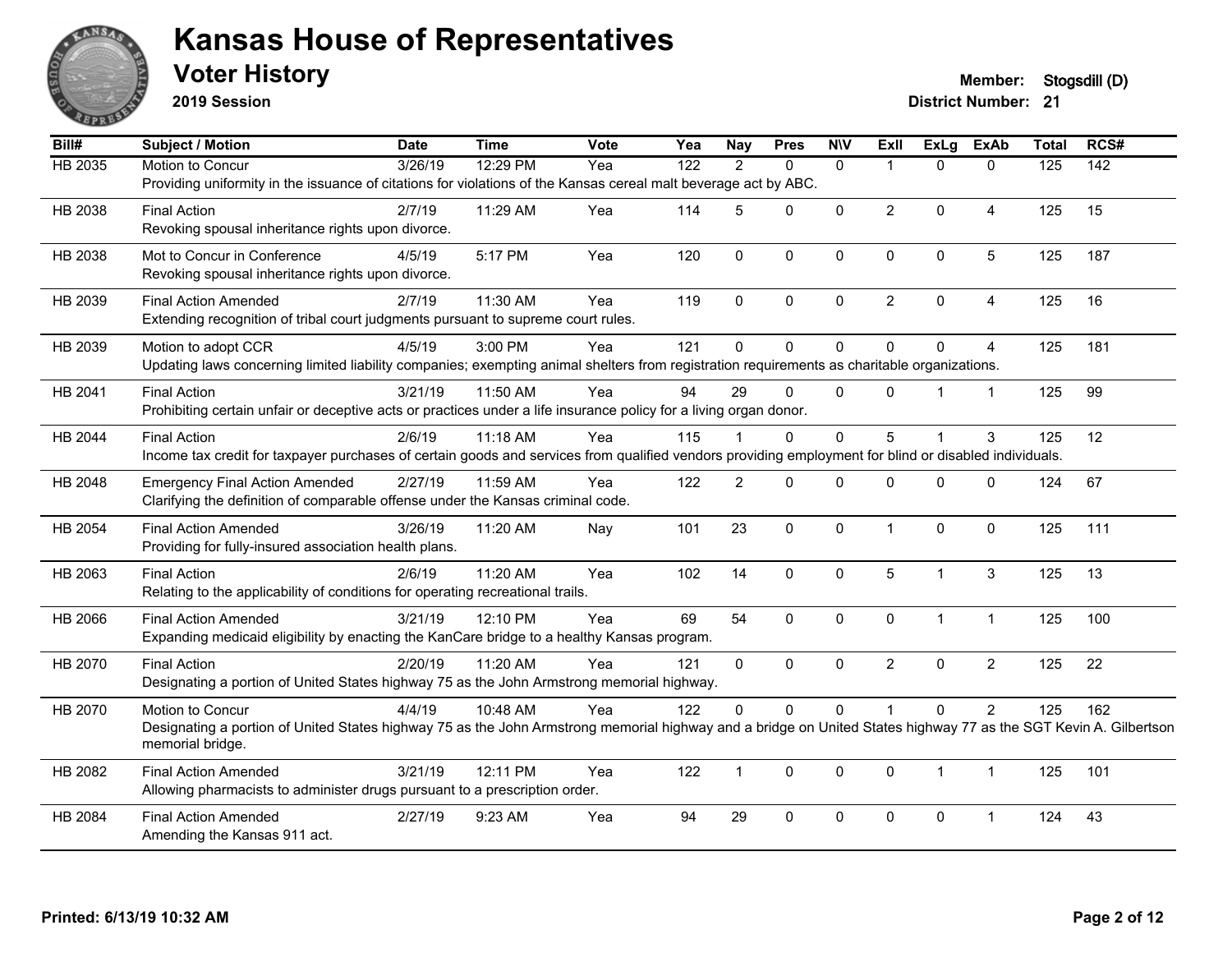# Kansas House of Representatives

## Voter History

**2019 Session**

**Member:** Stogsdill (D)
**District Number:** 21

| Bill# | Subject / Motion | Date | Time | Vote | Yea | Nay | Pres | N\V | ExII | ExLg | ExAb | Total | RCS# |
|---|---|---|---|---|---|---|---|---|---|---|---|---|---|
| HB 2035 | Motion to Concur | 3/26/19 | 12:29 PM | Yea | 122 | 2 | 0 | 0 | 1 | 0 | 0 | 125 | 142 |
| | Providing uniformity in the issuance of citations for violations of the Kansas cereal malt beverage act by ABC. | | | | | | | | | | | | |
| HB 2038 | Final Action | 2/7/19 | 11:29 AM | Yea | 114 | 5 | 0 | 0 | 2 | 0 | 4 | 125 | 15 |
| | Revoking spousal inheritance rights upon divorce. | | | | | | | | | | | | |
| HB 2038 | Mot to Concur in Conference | 4/5/19 | 5:17 PM | Yea | 120 | 0 | 0 | 0 | 0 | 0 | 5 | 125 | 187 |
| | Revoking spousal inheritance rights upon divorce. | | | | | | | | | | | | |
| HB 2039 | Final Action Amended | 2/7/19 | 11:30 AM | Yea | 119 | 0 | 0 | 0 | 2 | 0 | 4 | 125 | 16 |
| | Extending recognition of tribal court judgments pursuant to supreme court rules. | | | | | | | | | | | | |
| HB 2039 | Motion to adopt CCR | 4/5/19 | 3:00 PM | Yea | 121 | 0 | 0 | 0 | 0 | 0 | 4 | 125 | 181 |
| | Updating laws concerning limited liability companies; exempting animal shelters from registration requirements as charitable organizations. | | | | | | | | | | | | |
| HB 2041 | Final Action | 3/21/19 | 11:50 AM | Yea | 94 | 29 | 0 | 0 | 0 | 1 | 1 | 125 | 99 |
| | Prohibiting certain unfair or deceptive acts or practices under a life insurance policy for a living organ donor. | | | | | | | | | | | | |
| HB 2044 | Final Action | 2/6/19 | 11:18 AM | Yea | 115 | 1 | 0 | 0 | 5 | 1 | 3 | 125 | 12 |
| | Income tax credit for taxpayer purchases of certain goods and services from qualified vendors providing employment for blind or disabled individuals. | | | | | | | | | | | | |
| HB 2048 | Emergency Final Action Amended | 2/27/19 | 11:59 AM | Yea | 122 | 2 | 0 | 0 | 0 | 0 | 0 | 124 | 67 |
| | Clarifying the definition of comparable offense under the Kansas criminal code. | | | | | | | | | | | | |
| HB 2054 | Final Action Amended | 3/26/19 | 11:20 AM | Nay | 101 | 23 | 0 | 0 | 1 | 0 | 0 | 125 | 111 |
| | Providing for fully-insured association health plans. | | | | | | | | | | | | |
| HB 2063 | Final Action | 2/6/19 | 11:20 AM | Yea | 102 | 14 | 0 | 0 | 5 | 1 | 3 | 125 | 13 |
| | Relating to the applicability of conditions for operating recreational trails. | | | | | | | | | | | | |
| HB 2066 | Final Action Amended | 3/21/19 | 12:10 PM | Yea | 69 | 54 | 0 | 0 | 0 | 1 | 1 | 125 | 100 |
| | Expanding medicaid eligibility by enacting the KanCare bridge to a healthy Kansas program. | | | | | | | | | | | | |
| HB 2070 | Final Action | 2/20/19 | 11:20 AM | Yea | 121 | 0 | 0 | 0 | 2 | 0 | 2 | 125 | 22 |
| | Designating a portion of United States highway 75 as the John Armstrong memorial highway. | | | | | | | | | | | | |
| HB 2070 | Motion to Concur | 4/4/19 | 10:48 AM | Yea | 122 | 0 | 0 | 0 | 1 | 0 | 2 | 125 | 162 |
| | Designating a portion of United States highway 75 as the John Armstrong memorial highway and a bridge on United States highway 77 as the SGT Kevin A. Gilbertson memorial bridge. | | | | | | | | | | | | |
| HB 2082 | Final Action Amended | 3/21/19 | 12:11 PM | Yea | 122 | 1 | 0 | 0 | 0 | 1 | 1 | 125 | 101 |
| | Allowing pharmacists to administer drugs pursuant to a prescription order. | | | | | | | | | | | | |
| HB 2084 | Final Action Amended | 2/27/19 | 9:23 AM | Yea | 94 | 29 | 0 | 0 | 0 | 0 | 1 | 124 | 43 |
| | Amending the Kansas 911 act. | | | | | | | | | | | | |

Printed: 6/13/19 10:32 AM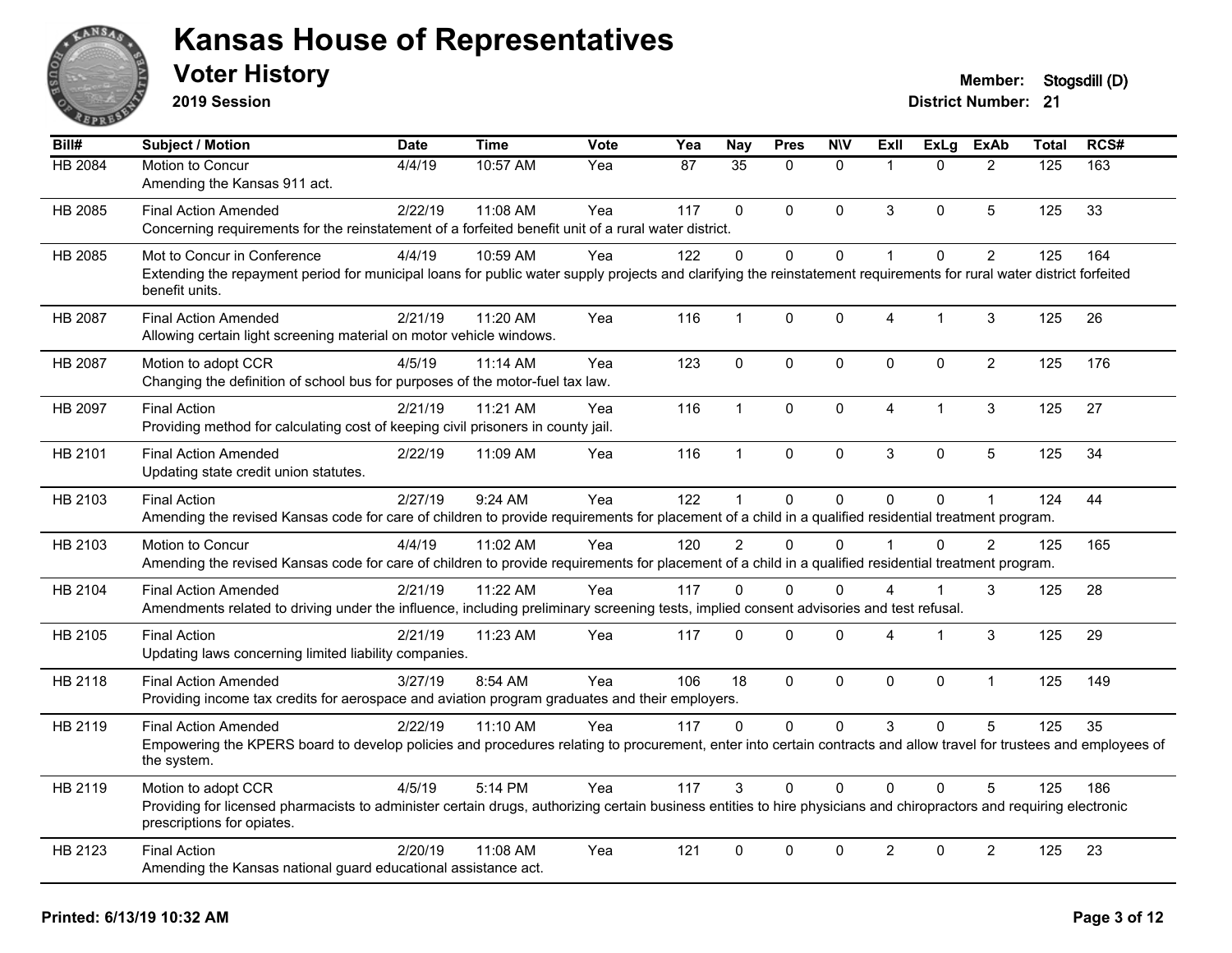# Kansas House of Representatives

## Voter History

**2019 Session**

**Member:** Stogsdill (D)

**District Number:** 21

| Bill# | Subject / Motion | Date | Time | Vote | Yea | Nay | Pres | N\V | ExII | ExLg | ExAb | Total | RCS# |
|---|---|---|---|---|---|---|---|---|---|---|---|---|---|
| HB 2084 | Motion to Concur<br>Amending the Kansas 911 act. | 4/4/19 | 10:57 AM | Yea | 87 | 35 | 0 | 0 | 1 | 0 | 2 | 125 | 163 |
| HB 2085 | Final Action Amended<br>Concerning requirements for the reinstatement of a forfeited benefit unit of a rural water district. | 2/22/19 | 11:08 AM | Yea | 117 | 0 | 0 | 0 | 3 | 0 | 5 | 125 | 33 |
| HB 2085 | Mot to Concur in Conference<br>Extending the repayment period for municipal loans for public water supply projects and clarifying the reinstatement requirements for rural water district forfeited benefit units. | 4/4/19 | 10:59 AM | Yea | 122 | 0 | 0 | 0 | 1 | 0 | 2 | 125 | 164 |
| HB 2087 | Final Action Amended<br>Allowing certain light screening material on motor vehicle windows. | 2/21/19 | 11:20 AM | Yea | 116 | 1 | 0 | 0 | 4 | 1 | 3 | 125 | 26 |
| HB 2087 | Motion to adopt CCR<br>Changing the definition of school bus for purposes of the motor-fuel tax law. | 4/5/19 | 11:14 AM | Yea | 123 | 0 | 0 | 0 | 0 | 0 | 2 | 125 | 176 |
| HB 2097 | Final Action<br>Providing method for calculating cost of keeping civil prisoners in county jail. | 2/21/19 | 11:21 AM | Yea | 116 | 1 | 0 | 0 | 4 | 1 | 3 | 125 | 27 |
| HB 2101 | Final Action Amended<br>Updating state credit union statutes. | 2/22/19 | 11:09 AM | Yea | 116 | 1 | 0 | 0 | 3 | 0 | 5 | 125 | 34 |
| HB 2103 | Final Action<br>Amending the revised Kansas code for care of children to provide requirements for placement of a child in a qualified residential treatment program. | 2/27/19 | 9:24 AM | Yea | 122 | 1 | 0 | 0 | 0 | 0 | 1 | 124 | 44 |
| HB 2103 | Motion to Concur<br>Amending the revised Kansas code for care of children to provide requirements for placement of a child in a qualified residential treatment program. | 4/4/19 | 11:02 AM | Yea | 120 | 2 | 0 | 0 | 1 | 0 | 2 | 125 | 165 |
| HB 2104 | Final Action Amended<br>Amendments related to driving under the influence, including preliminary screening tests, implied consent advisories and test refusal. | 2/21/19 | 11:22 AM | Yea | 117 | 0 | 0 | 0 | 4 | 1 | 3 | 125 | 28 |
| HB 2105 | Final Action<br>Updating laws concerning limited liability companies. | 2/21/19 | 11:23 AM | Yea | 117 | 0 | 0 | 0 | 4 | 1 | 3 | 125 | 29 |
| HB 2118 | Final Action Amended<br>Providing income tax credits for aerospace and aviation program graduates and their employers. | 3/27/19 | 8:54 AM | Yea | 106 | 18 | 0 | 0 | 0 | 0 | 1 | 125 | 149 |
| HB 2119 | Final Action Amended<br>Empowering the KPERS board to develop policies and procedures relating to procurement, enter into certain contracts and allow travel for trustees and employees of the system. | 2/22/19 | 11:10 AM | Yea | 117 | 0 | 0 | 0 | 3 | 0 | 5 | 125 | 35 |
| HB 2119 | Motion to adopt CCR<br>Providing for licensed pharmacists to administer certain drugs, authorizing certain business entities to hire physicians and chiropractors and requiring electronic prescriptions for opiates. | 4/5/19 | 5:14 PM | Yea | 117 | 3 | 0 | 0 | 0 | 0 | 5 | 125 | 186 |
| HB 2123 | Final Action<br>Amending the Kansas national guard educational assistance act. | 2/20/19 | 11:08 AM | Yea | 121 | 0 | 0 | 0 | 2 | 0 | 2 | 125 | 23 |

**Printed: 6/13/19 10:32 AM**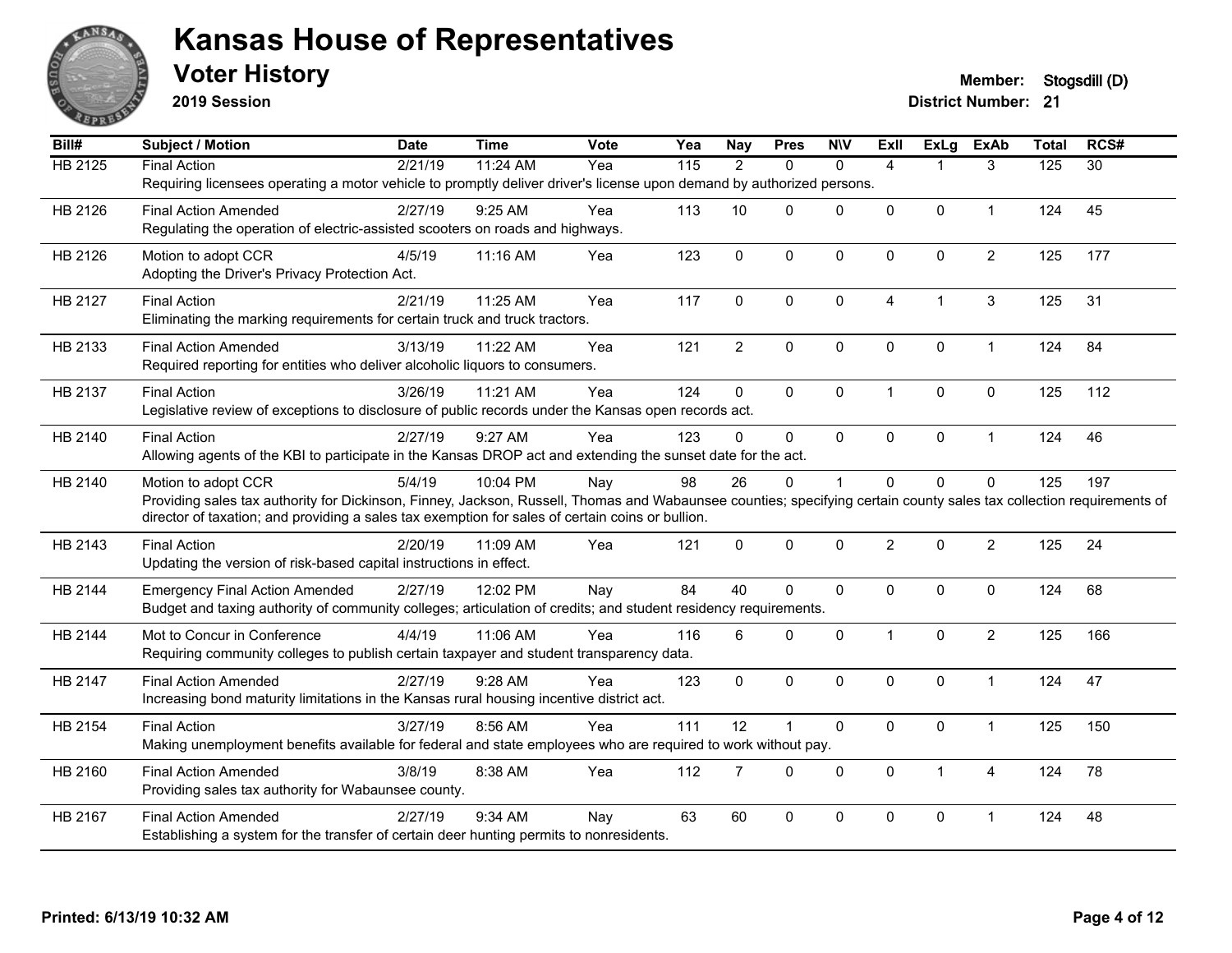# Kansas House of Representatives

## Voter History

**2019 Session**

**Member:** Stogsdill (D)
**District Number:** 21

| Bill# | Subject / Motion | Date | Time | Vote | Yea | Nay | Pres | N\V | ExII | ExLg | ExAb | Total | RCS# |
|---|---|---|---|---|---|---|---|---|---|---|---|---|---|
| HB 2125 | Final Action | 2/21/19 | 11:24 AM | Yea | 115 | 2 | 0 | 0 | 4 | 1 | 3 | 125 | 30 |
| | Requiring licensees operating a motor vehicle to promptly deliver driver's license upon demand by authorized persons. | | | | | | | | | | | | |
| HB 2126 | Final Action Amended | 2/27/19 | 9:25 AM | Yea | 113 | 10 | 0 | 0 | 0 | 0 | 1 | 124 | 45 |
| | Regulating the operation of electric-assisted scooters on roads and highways. | | | | | | | | | | | | |
| HB 2126 | Motion to adopt CCR | 4/5/19 | 11:16 AM | Yea | 123 | 0 | 0 | 0 | 0 | 0 | 2 | 125 | 177 |
| | Adopting the Driver's Privacy Protection Act. | | | | | | | | | | | | |
| HB 2127 | Final Action | 2/21/19 | 11:25 AM | Yea | 117 | 0 | 0 | 0 | 4 | 1 | 3 | 125 | 31 |
| | Eliminating the marking requirements for certain truck and truck tractors. | | | | | | | | | | | | |
| HB 2133 | Final Action Amended | 3/13/19 | 11:22 AM | Yea | 121 | 2 | 0 | 0 | 0 | 0 | 1 | 124 | 84 |
| | Required reporting for entities who deliver alcoholic liquors to consumers. | | | | | | | | | | | | |
| HB 2137 | Final Action | 3/26/19 | 11:21 AM | Yea | 124 | 0 | 0 | 0 | 1 | 0 | 0 | 125 | 112 |
| | Legislative review of exceptions to disclosure of public records under the Kansas open records act. | | | | | | | | | | | | |
| HB 2140 | Final Action | 2/27/19 | 9:27 AM | Yea | 123 | 0 | 0 | 0 | 0 | 0 | 1 | 124 | 46 |
| | Allowing agents of the KBI to participate in the Kansas DROP act and extending the sunset date for the act. | | | | | | | | | | | | |
| HB 2140 | Motion to adopt CCR | 5/4/19 | 10:04 PM | Nay | 98 | 26 | 0 | 1 | 0 | 0 | 0 | 125 | 197 |
| | Providing sales tax authority for Dickinson, Finney, Jackson, Russell, Thomas and Wabaunsee counties; specifying certain county sales tax collection requirements of director of taxation; and providing a sales tax exemption for sales of certain coins or bullion. | | | | | | | | | | | | |
| HB 2143 | Final Action | 2/20/19 | 11:09 AM | Yea | 121 | 0 | 0 | 0 | 2 | 0 | 2 | 125 | 24 |
| | Updating the version of risk-based capital instructions in effect. | | | | | | | | | | | | |
| HB 2144 | Emergency Final Action Amended | 2/27/19 | 12:02 PM | Nay | 84 | 40 | 0 | 0 | 0 | 0 | 0 | 124 | 68 |
| | Budget and taxing authority of community colleges; articulation of credits; and student residency requirements. | | | | | | | | | | | | |
| HB 2144 | Mot to Concur in Conference | 4/4/19 | 11:06 AM | Yea | 116 | 6 | 0 | 0 | 1 | 0 | 2 | 125 | 166 |
| | Requiring community colleges to publish certain taxpayer and student transparency data. | | | | | | | | | | | | |
| HB 2147 | Final Action Amended | 2/27/19 | 9:28 AM | Yea | 123 | 0 | 0 | 0 | 0 | 0 | 1 | 124 | 47 |
| | Increasing bond maturity limitations in the Kansas rural housing incentive district act. | | | | | | | | | | | | |
| HB 2154 | Final Action | 3/27/19 | 8:56 AM | Yea | 111 | 12 | 1 | 0 | 0 | 0 | 1 | 125 | 150 |
| | Making unemployment benefits available for federal and state employees who are required to work without pay. | | | | | | | | | | | | |
| HB 2160 | Final Action Amended | 3/8/19 | 8:38 AM | Yea | 112 | 7 | 0 | 0 | 0 | 1 | 4 | 124 | 78 |
| | Providing sales tax authority for Wabaunsee county. | | | | | | | | | | | | |
| HB 2167 | Final Action Amended | 2/27/19 | 9:34 AM | Nay | 63 | 60 | 0 | 0 | 0 | 0 | 1 | 124 | 48 |
| | Establishing a system for the transfer of certain deer hunting permits to nonresidents. | | | | | | | | | | | | |

**Printed: 6/13/19 10:32 AM**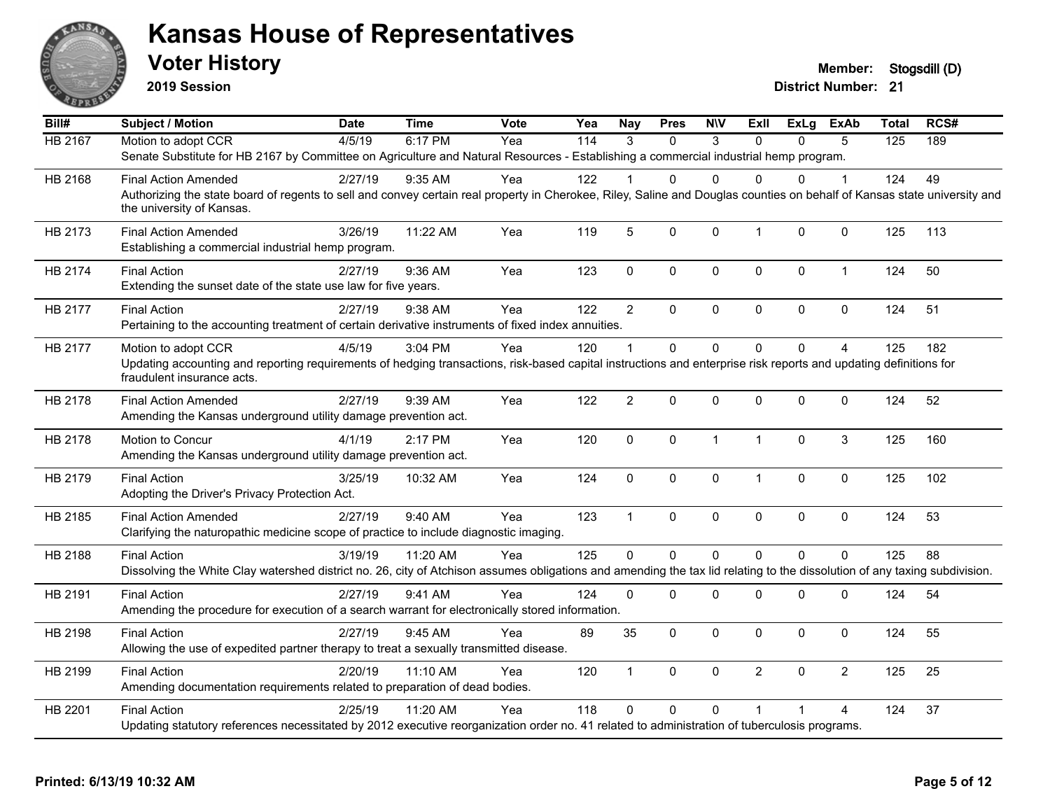# Kansas House of Representatives

## Voter History

**2019 Session**

**Member:** Stogsdill (D)
**District Number:** 21

| Bill# | Subject / Motion | Date | Time | Vote | Yea | Nay | Pres | N\V | ExII | ExLg | ExAb | Total | RCS# |
|---|---|---|---|---|---|---|---|---|---|---|---|---|---|
| HB 2167 | Motion to adopt CCR | 4/5/19 | 6:17 PM | Yea | 114 | 3 | 0 | 3 | 0 | 0 | 5 | 125 | 189 |
| | Senate Substitute for HB 2167 by Committee on Agriculture and Natural Resources - Establishing a commercial industrial hemp program. | | | | | | | | | | | | |
| HB 2168 | Final Action Amended | 2/27/19 | 9:35 AM | Yea | 122 | 1 | 0 | 0 | 0 | 0 | 1 | 124 | 49 |
| | Authorizing the state board of regents to sell and convey certain real property in Cherokee, Riley, Saline and Douglas counties on behalf of Kansas state university and the university of Kansas. | | | | | | | | | | | | |
| HB 2173 | Final Action Amended | 3/26/19 | 11:22 AM | Yea | 119 | 5 | 0 | 0 | 1 | 0 | 0 | 125 | 113 |
| | Establishing a commercial industrial hemp program. | | | | | | | | | | | | |
| HB 2174 | Final Action | 2/27/19 | 9:36 AM | Yea | 123 | 0 | 0 | 0 | 0 | 0 | 1 | 124 | 50 |
| | Extending the sunset date of the state use law for five years. | | | | | | | | | | | | |
| HB 2177 | Final Action | 2/27/19 | 9:38 AM | Yea | 122 | 2 | 0 | 0 | 0 | 0 | 0 | 124 | 51 |
| | Pertaining to the accounting treatment of certain derivative instruments of fixed index annuities. | | | | | | | | | | | | |
| HB 2177 | Motion to adopt CCR | 4/5/19 | 3:04 PM | Yea | 120 | 1 | 0 | 0 | 0 | 0 | 4 | 125 | 182 |
| | Updating accounting and reporting requirements of hedging transactions, risk-based capital instructions and enterprise risk reports and updating definitions for fraudulent insurance acts. | | | | | | | | | | | | |
| HB 2178 | Final Action Amended | 2/27/19 | 9:39 AM | Yea | 122 | 2 | 0 | 0 | 0 | 0 | 0 | 124 | 52 |
| | Amending the Kansas underground utility damage prevention act. | | | | | | | | | | | | |
| HB 2178 | Motion to Concur | 4/1/19 | 2:17 PM | Yea | 120 | 0 | 0 | 1 | 1 | 0 | 3 | 125 | 160 |
| | Amending the Kansas underground utility damage prevention act. | | | | | | | | | | | | |
| HB 2179 | Final Action | 3/25/19 | 10:32 AM | Yea | 124 | 0 | 0 | 0 | 1 | 0 | 0 | 125 | 102 |
| | Adopting the Driver's Privacy Protection Act. | | | | | | | | | | | | |
| HB 2185 | Final Action Amended | 2/27/19 | 9:40 AM | Yea | 123 | 1 | 0 | 0 | 0 | 0 | 0 | 124 | 53 |
| | Clarifying the naturopathic medicine scope of practice to include diagnostic imaging. | | | | | | | | | | | | |
| HB 2188 | Final Action | 3/19/19 | 11:20 AM | Yea | 125 | 0 | 0 | 0 | 0 | 0 | 0 | 125 | 88 |
| | Dissolving the White Clay watershed district no. 26, city of Atchison assumes obligations and amending the tax lid relating to the dissolution of any taxing subdivision. | | | | | | | | | | | | |
| HB 2191 | Final Action | 2/27/19 | 9:41 AM | Yea | 124 | 0 | 0 | 0 | 0 | 0 | 0 | 124 | 54 |
| | Amending the procedure for execution of a search warrant for electronically stored information. | | | | | | | | | | | | |
| HB 2198 | Final Action | 2/27/19 | 9:45 AM | Yea | 89 | 35 | 0 | 0 | 0 | 0 | 0 | 124 | 55 |
| | Allowing the use of expedited partner therapy to treat a sexually transmitted disease. | | | | | | | | | | | | |
| HB 2199 | Final Action | 2/20/19 | 11:10 AM | Yea | 120 | 1 | 0 | 0 | 2 | 0 | 2 | 125 | 25 |
| | Amending documentation requirements related to preparation of dead bodies. | | | | | | | | | | | | |
| HB 2201 | Final Action | 2/25/19 | 11:20 AM | Yea | 118 | 0 | 0 | 0 | 1 | 1 | 4 | 124 | 37 |
| | Updating statutory references necessitated by 2012 executive reorganization order no. 41 related to administration of tuberculosis programs. | | | | | | | | | | | | |

**Printed: 6/13/19 10:32 AM**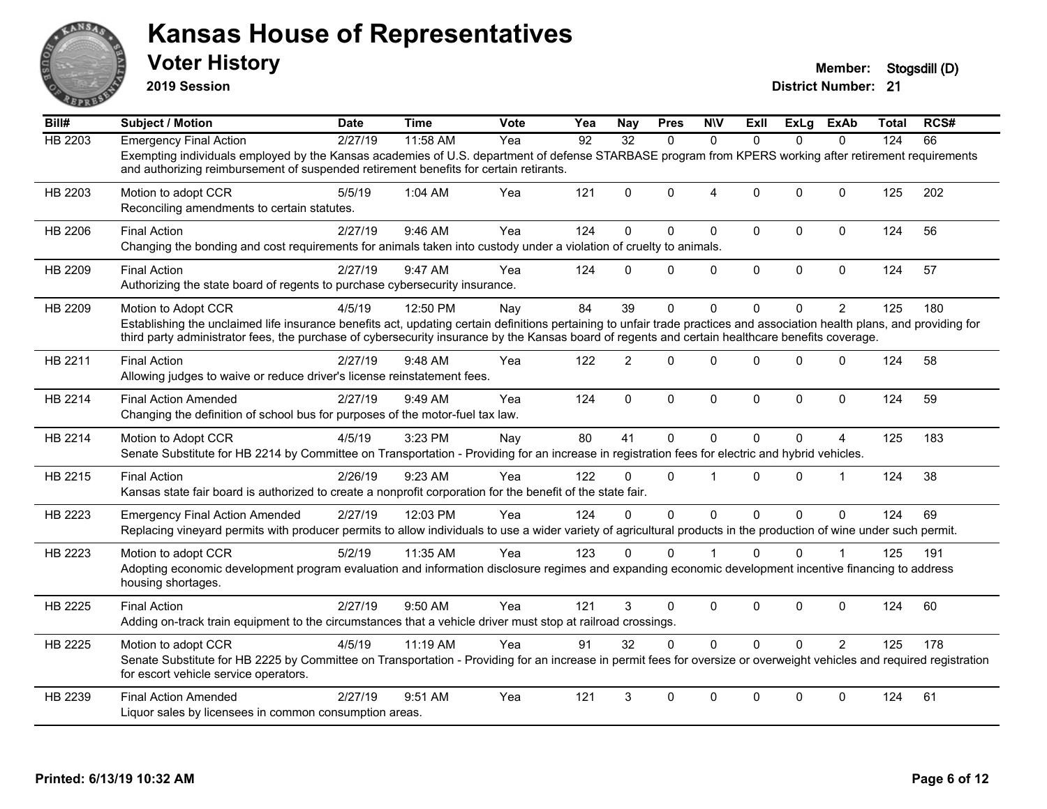# Kansas House of Representatives

## Voter History

**2019 Session**

**Member:** Stogsdill (D)
**District Number:** 21

| Bill# | Subject / Motion | Date | Time | Vote | Yea | Nay | Pres | N\V | ExII | ExLg | ExAb | Total | RCS# |
|---|---|---|---|---|---|---|---|---|---|---|---|---|---|
| HB 2203 | Emergency Final Action | 2/27/19 | 11:58 AM | Yea | 92 | 32 | 0 | 0 | 0 | 0 | 0 | 124 | 66 |
| | Exempting individuals employed by the Kansas academies of U.S. department of defense STARBASE program from KPERS working after retirement requirements and authorizing reimbursement of suspended retirement benefits for certain retirants. | | | | | | | | | | | | |
| HB 2203 | Motion to adopt CCR | 5/5/19 | 1:04 AM | Yea | 121 | 0 | 0 | 4 | 0 | 0 | 0 | 125 | 202 |
| | Reconciling amendments to certain statutes. | | | | | | | | | | | | |
| HB 2206 | Final Action | 2/27/19 | 9:46 AM | Yea | 124 | 0 | 0 | 0 | 0 | 0 | 0 | 124 | 56 |
| | Changing the bonding and cost requirements for animals taken into custody under a violation of cruelty to animals. | | | | | | | | | | | | |
| HB 2209 | Final Action | 2/27/19 | 9:47 AM | Yea | 124 | 0 | 0 | 0 | 0 | 0 | 0 | 124 | 57 |
| | Authorizing the state board of regents to purchase cybersecurity insurance. | | | | | | | | | | | | |
| HB 2209 | Motion to Adopt CCR | 4/5/19 | 12:50 PM | Nay | 84 | 39 | 0 | 0 | 0 | 0 | 2 | 125 | 180 |
| | Establishing the unclaimed life insurance benefits act, updating certain definitions pertaining to unfair trade practices and association health plans, and providing for third party administrator fees, the purchase of cybersecurity insurance by the Kansas board of regents and certain healthcare benefits coverage. | | | | | | | | | | | | |
| HB 2211 | Final Action | 2/27/19 | 9:48 AM | Yea | 122 | 2 | 0 | 0 | 0 | 0 | 0 | 124 | 58 |
| | Allowing judges to waive or reduce driver's license reinstatement fees. | | | | | | | | | | | | |
| HB 2214 | Final Action Amended | 2/27/19 | 9:49 AM | Yea | 124 | 0 | 0 | 0 | 0 | 0 | 0 | 124 | 59 |
| | Changing the definition of school bus for purposes of the motor-fuel tax law. | | | | | | | | | | | | |
| HB 2214 | Motion to Adopt CCR | 4/5/19 | 3:23 PM | Nay | 80 | 41 | 0 | 0 | 0 | 0 | 4 | 125 | 183 |
| | Senate Substitute for HB 2214 by Committee on Transportation - Providing for an increase in registration fees for electric and hybrid vehicles. | | | | | | | | | | | | |
| HB 2215 | Final Action | 2/26/19 | 9:23 AM | Yea | 122 | 0 | 0 | 1 | 0 | 0 | 1 | 124 | 38 |
| | Kansas state fair board is authorized to create a nonprofit corporation for the benefit of the state fair. | | | | | | | | | | | | |
| HB 2223 | Emergency Final Action Amended | 2/27/19 | 12:03 PM | Yea | 124 | 0 | 0 | 0 | 0 | 0 | 0 | 124 | 69 |
| | Replacing vineyard permits with producer permits to allow individuals to use a wider variety of agricultural products in the production of wine under such permit. | | | | | | | | | | | | |
| HB 2223 | Motion to adopt CCR | 5/2/19 | 11:35 AM | Yea | 123 | 0 | 0 | 1 | 0 | 0 | 1 | 125 | 191 |
| | Adopting economic development program evaluation and information disclosure regimes and expanding economic development incentive financing to address housing shortages. | | | | | | | | | | | | |
| HB 2225 | Final Action | 2/27/19 | 9:50 AM | Yea | 121 | 3 | 0 | 0 | 0 | 0 | 0 | 124 | 60 |
| | Adding on-track train equipment to the circumstances that a vehicle driver must stop at railroad crossings. | | | | | | | | | | | | |
| HB 2225 | Motion to adopt CCR | 4/5/19 | 11:19 AM | Yea | 91 | 32 | 0 | 0 | 0 | 0 | 2 | 125 | 178 |
| | Senate Substitute for HB 2225 by Committee on Transportation - Providing for an increase in permit fees for oversize or overweight vehicles and required registration for escort vehicle service operators. | | | | | | | | | | | | |
| HB 2239 | Final Action Amended | 2/27/19 | 9:51 AM | Yea | 121 | 3 | 0 | 0 | 0 | 0 | 0 | 124 | 61 |
| | Liquor sales by licensees in common consumption areas. | | | | | | | | | | | | |

Printed: 6/13/19 10:32 AM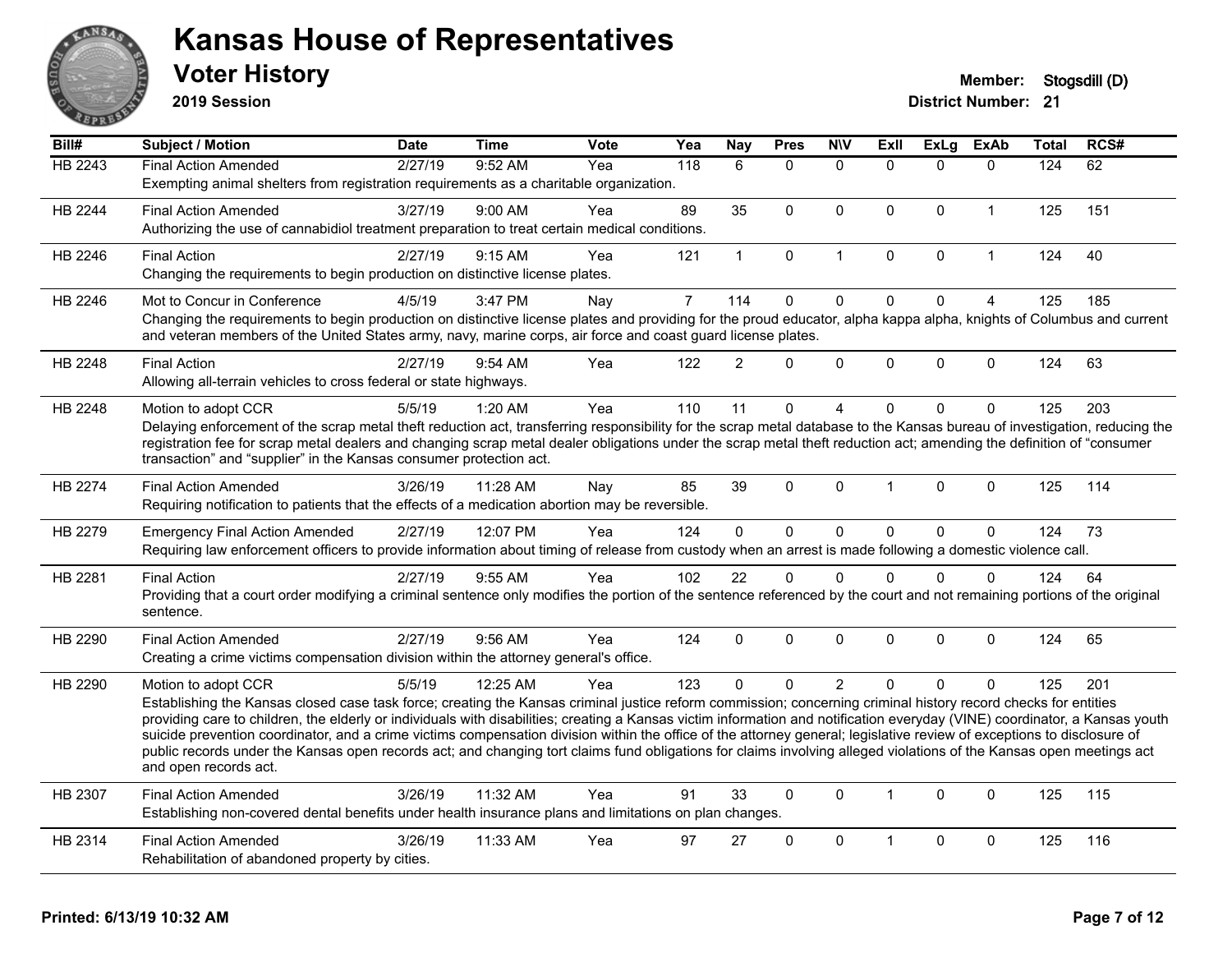# Kansas House of Representatives

## Voter History

**2019 Session**

**Member:** Stogsdill (D)
**District Number:** 21

| Bill# | Subject / Motion | Date | Time | Vote | Yea | Nay | Pres | N\V | ExII | ExLg | ExAb | Total | RCS# |
|---|---|---|---|---|---|---|---|---|---|---|---|---|---|
| HB 2243 | Final Action Amended | 2/27/19 | 9:52 AM | Yea | 118 | 6 | 0 | 0 | 0 | 0 | 0 | 124 | 62 |
| | Exempting animal shelters from registration requirements as a charitable organization. | | | | | | | | | | | | |
| HB 2244 | Final Action Amended | 3/27/19 | 9:00 AM | Yea | 89 | 35 | 0 | 0 | 0 | 0 | 1 | 125 | 151 |
| | Authorizing the use of cannabidiol treatment preparation to treat certain medical conditions. | | | | | | | | | | | | |
| HB 2246 | Final Action | 2/27/19 | 9:15 AM | Yea | 121 | 1 | 0 | 1 | 0 | 0 | 1 | 124 | 40 |
| | Changing the requirements to begin production on distinctive license plates. | | | | | | | | | | | | |
| HB 2246 | Mot to Concur in Conference | 4/5/19 | 3:47 PM | Nay | 7 | 114 | 0 | 0 | 0 | 0 | 4 | 125 | 185 |
| | Changing the requirements to begin production on distinctive license plates and providing for the proud educator, alpha kappa alpha, knights of Columbus and current and veteran members of the United States army, navy, marine corps, air force and coast guard license plates. | | | | | | | | | | | | |
| HB 2248 | Final Action | 2/27/19 | 9:54 AM | Yea | 122 | 2 | 0 | 0 | 0 | 0 | 0 | 124 | 63 |
| | Allowing all-terrain vehicles to cross federal or state highways. | | | | | | | | | | | | |
| HB 2248 | Motion to adopt CCR | 5/5/19 | 1:20 AM | Yea | 110 | 11 | 0 | 4 | 0 | 0 | 0 | 125 | 203 |
| | Delaying enforcement of the scrap metal theft reduction act, transferring responsibility for the scrap metal database to the Kansas bureau of investigation, reducing the registration fee for scrap metal dealers and changing scrap metal dealer obligations under the scrap metal theft reduction act; amending the definition of "consumer transaction" and "supplier" in the Kansas consumer protection act. | | | | | | | | | | | | |
| HB 2274 | Final Action Amended | 3/26/19 | 11:28 AM | Nay | 85 | 39 | 0 | 0 | 1 | 0 | 0 | 125 | 114 |
| | Requiring notification to patients that the effects of a medication abortion may be reversible. | | | | | | | | | | | | |
| HB 2279 | Emergency Final Action Amended | 2/27/19 | 12:07 PM | Yea | 124 | 0 | 0 | 0 | 0 | 0 | 0 | 124 | 73 |
| | Requiring law enforcement officers to provide information about timing of release from custody when an arrest is made following a domestic violence call. | | | | | | | | | | | | |
| HB 2281 | Final Action | 2/27/19 | 9:55 AM | Yea | 102 | 22 | 0 | 0 | 0 | 0 | 0 | 124 | 64 |
| | Providing that a court order modifying a criminal sentence only modifies the portion of the sentence referenced by the court and not remaining portions of the original sentence. | | | | | | | | | | | | |
| HB 2290 | Final Action Amended | 2/27/19 | 9:56 AM | Yea | 124 | 0 | 0 | 0 | 0 | 0 | 0 | 124 | 65 |
| | Creating a crime victims compensation division within the attorney general's office. | | | | | | | | | | | | |
| HB 2290 | Motion to adopt CCR | 5/5/19 | 12:25 AM | Yea | 123 | 0 | 0 | 2 | 0 | 0 | 0 | 125 | 201 |
| | Establishing the Kansas closed case task force; creating the Kansas criminal justice reform commission; concerning criminal history record checks for entities providing care to children, the elderly or individuals with disabilities; creating a Kansas victim information and notification everyday (VINE) coordinator, a Kansas youth suicide prevention coordinator, and a crime victims compensation division within the office of the attorney general; legislative review of exceptions to disclosure of public records under the Kansas open records act; and changing tort claims fund obligations for claims involving alleged violations of the Kansas open meetings act and open records act. | | | | | | | | | | | | |
| HB 2307 | Final Action Amended | 3/26/19 | 11:32 AM | Yea | 91 | 33 | 0 | 0 | 1 | 0 | 0 | 125 | 115 |
| | Establishing non-covered dental benefits under health insurance plans and limitations on plan changes. | | | | | | | | | | | | |
| HB 2314 | Final Action Amended | 3/26/19 | 11:33 AM | Yea | 97 | 27 | 0 | 0 | 1 | 0 | 0 | 125 | 116 |
| | Rehabilitation of abandoned property by cities. | | | | | | | | | | | | |

Printed: 6/13/19 10:32 AM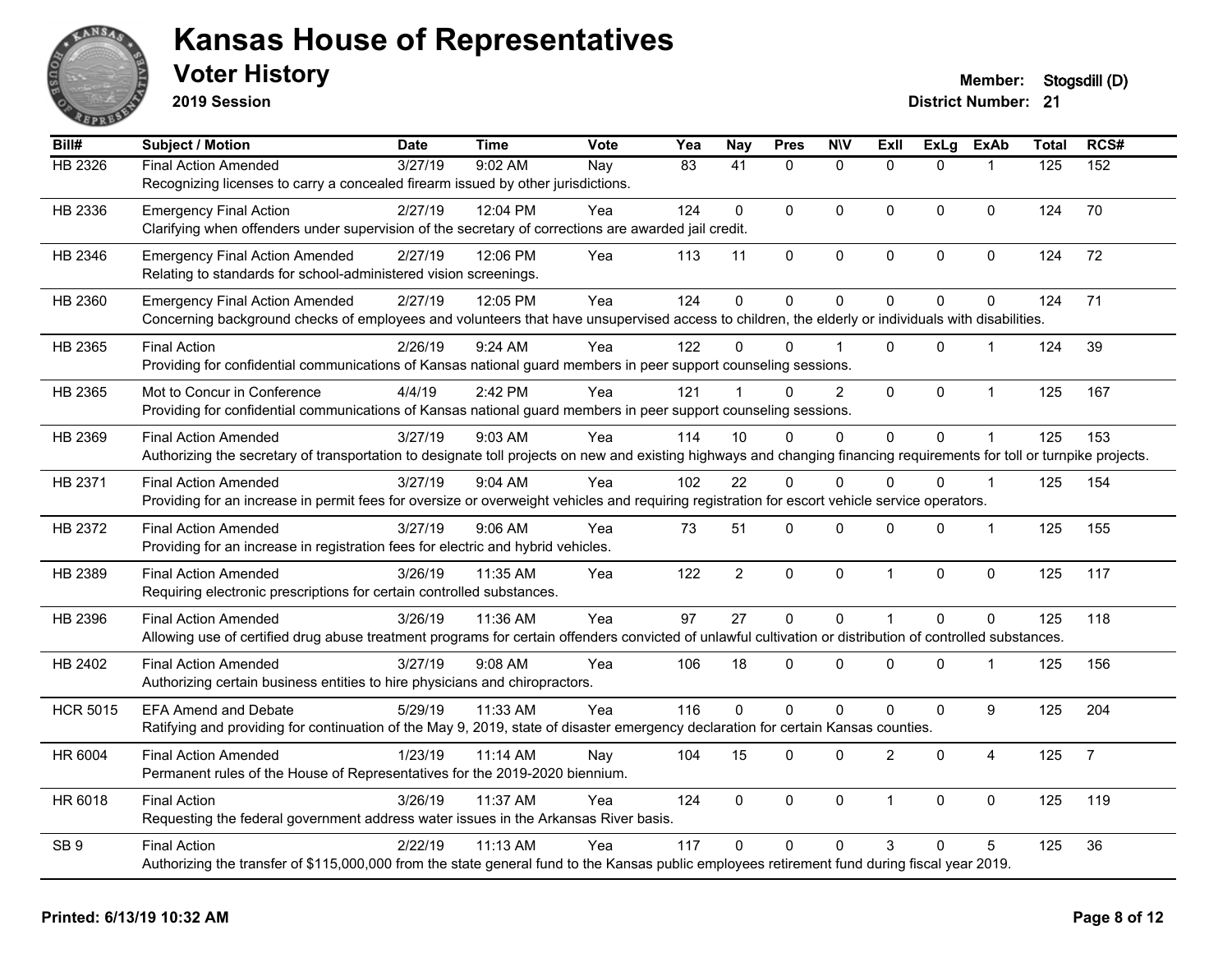# Kansas House of Representatives

## Voter History

**2019 Session**

**Member:** Stogsdill (D)
**District Number:** 21

| Bill# | Subject / Motion | Date | Time | Vote | Yea | Nay | Pres | N\V | ExII | ExLg | ExAb | Total | RCS# |
|---|---|---|---|---|---|---|---|---|---|---|---|---|---|
| HB 2326 | Final Action Amended | 3/27/19 | 9:02 AM | Nay | 83 | 41 | 0 | 0 | 0 | 0 | 1 | 125 | 152 |
| | Recognizing licenses to carry a concealed firearm issued by other jurisdictions. | | | | | | | | | | | | |
| HB 2336 | Emergency Final Action | 2/27/19 | 12:04 PM | Yea | 124 | 0 | 0 | 0 | 0 | 0 | 0 | 124 | 70 |
| | Clarifying when offenders under supervision of the secretary of corrections are awarded jail credit. | | | | | | | | | | | | |
| HB 2346 | Emergency Final Action Amended | 2/27/19 | 12:06 PM | Yea | 113 | 11 | 0 | 0 | 0 | 0 | 0 | 124 | 72 |
| | Relating to standards for school-administered vision screenings. | | | | | | | | | | | | |
| HB 2360 | Emergency Final Action Amended | 2/27/19 | 12:05 PM | Yea | 124 | 0 | 0 | 0 | 0 | 0 | 0 | 124 | 71 |
| | Concerning background checks of employees and volunteers that have unsupervised access to children, the elderly or individuals with disabilities. | | | | | | | | | | | | |
| HB 2365 | Final Action | 2/26/19 | 9:24 AM | Yea | 122 | 0 | 0 | 1 | 0 | 0 | 1 | 124 | 39 |
| | Providing for confidential communications of Kansas national guard members in peer support counseling sessions. | | | | | | | | | | | | |
| HB 2365 | Mot to Concur in Conference | 4/4/19 | 2:42 PM | Yea | 121 | 1 | 0 | 2 | 0 | 0 | 1 | 125 | 167 |
| | Providing for confidential communications of Kansas national guard members in peer support counseling sessions. | | | | | | | | | | | | |
| HB 2369 | Final Action Amended | 3/27/19 | 9:03 AM | Yea | 114 | 10 | 0 | 0 | 0 | 0 | 1 | 125 | 153 |
| | Authorizing the secretary of transportation to designate toll projects on new and existing highways and changing financing requirements for toll or turnpike projects. | | | | | | | | | | | | |
| HB 2371 | Final Action Amended | 3/27/19 | 9:04 AM | Yea | 102 | 22 | 0 | 0 | 0 | 0 | 1 | 125 | 154 |
| | Providing for an increase in permit fees for oversize or overweight vehicles and requiring registration for escort vehicle service operators. | | | | | | | | | | | | |
| HB 2372 | Final Action Amended | 3/27/19 | 9:06 AM | Yea | 73 | 51 | 0 | 0 | 0 | 0 | 1 | 125 | 155 |
| | Providing for an increase in registration fees for electric and hybrid vehicles. | | | | | | | | | | | | |
| HB 2389 | Final Action Amended | 3/26/19 | 11:35 AM | Yea | 122 | 2 | 0 | 0 | 1 | 0 | 0 | 125 | 117 |
| | Requiring electronic prescriptions for certain controlled substances. | | | | | | | | | | | | |
| HB 2396 | Final Action Amended | 3/26/19 | 11:36 AM | Yea | 97 | 27 | 0 | 0 | 1 | 0 | 0 | 125 | 118 |
| | Allowing use of certified drug abuse treatment programs for certain offenders convicted of unlawful cultivation or distribution of controlled substances. | | | | | | | | | | | | |
| HB 2402 | Final Action Amended | 3/27/19 | 9:08 AM | Yea | 106 | 18 | 0 | 0 | 0 | 0 | 1 | 125 | 156 |
| | Authorizing certain business entities to hire physicians and chiropractors. | | | | | | | | | | | | |
| HCR 5015 | EFA Amend and Debate | 5/29/19 | 11:33 AM | Yea | 116 | 0 | 0 | 0 | 0 | 0 | 9 | 125 | 204 |
| | Ratifying and providing for continuation of the May 9, 2019, state of disaster emergency declaration for certain Kansas counties. | | | | | | | | | | | | |
| HR 6004 | Final Action Amended | 1/23/19 | 11:14 AM | Nay | 104 | 15 | 0 | 0 | 2 | 0 | 4 | 125 | 7 |
| | Permanent rules of the House of Representatives for the 2019-2020 biennium. | | | | | | | | | | | | |
| HR 6018 | Final Action | 3/26/19 | 11:37 AM | Yea | 124 | 0 | 0 | 0 | 1 | 0 | 0 | 125 | 119 |
| | Requesting the federal government address water issues in the Arkansas River basis. | | | | | | | | | | | | |
| SB 9 | Final Action | 2/22/19 | 11:13 AM | Yea | 117 | 0 | 0 | 0 | 3 | 0 | 5 | 125 | 36 |
| | Authorizing the transfer of $115,000,000 from the state general fund to the Kansas public employees retirement fund during fiscal year 2019. | | | | | | | | | | | | |

**Printed: 6/13/19 10:32 AM**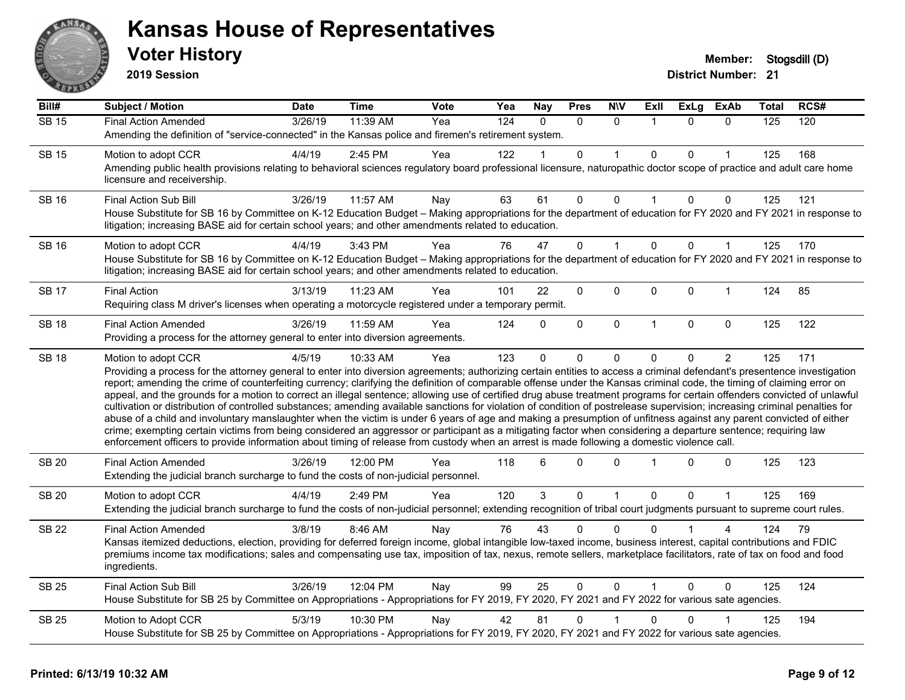# Kansas House of Representatives

## Voter History

**2019 Session**

**Member:** Stogsdill (D)
**District Number:** 21

| Bill# | Subject / Motion | Date | Time | Vote | Yea | Nay | Pres | N\V | ExII | ExLg | ExAb | Total | RCS# |
|---|---|---|---|---|---|---|---|---|---|---|---|---|---|
| SB 15 | Final Action Amended | 3/26/19 | 11:39 AM | Yea | 124 | 0 | 0 | 0 | 1 | 0 | 0 | 125 | 120 |
| | Amending the definition of "service-connected" in the Kansas police and firemen's retirement system. | | | | | | | | | | | | |
| SB 15 | Motion to adopt CCR | 4/4/19 | 2:45 PM | Yea | 122 | 1 | 0 | 1 | 0 | 0 | 1 | 125 | 168 |
| | Amending public health provisions relating to behavioral sciences regulatory board professional licensure, naturopathic doctor scope of practice and adult care home licensure and receivership. | | | | | | | | | | | | |
| SB 16 | Final Action Sub Bill | 3/26/19 | 11:57 AM | Nay | 63 | 61 | 0 | 0 | 1 | 0 | 0 | 125 | 121 |
| | House Substitute for SB 16 by Committee on K-12 Education Budget – Making appropriations for the department of education for FY 2020 and FY 2021 in response to litigation; increasing BASE aid for certain school years; and other amendments related to education. | | | | | | | | | | | | |
| SB 16 | Motion to adopt CCR | 4/4/19 | 3:43 PM | Yea | 76 | 47 | 0 | 1 | 0 | 0 | 1 | 125 | 170 |
| | House Substitute for SB 16 by Committee on K-12 Education Budget – Making appropriations for the department of education for FY 2020 and FY 2021 in response to litigation; increasing BASE aid for certain school years; and other amendments related to education. | | | | | | | | | | | | |
| SB 17 | Final Action | 3/13/19 | 11:23 AM | Yea | 101 | 22 | 0 | 0 | 0 | 0 | 1 | 124 | 85 |
| | Requiring class M driver's licenses when operating a motorcycle registered under a temporary permit. | | | | | | | | | | | | |
| SB 18 | Final Action Amended | 3/26/19 | 11:59 AM | Yea | 124 | 0 | 0 | 0 | 1 | 0 | 0 | 125 | 122 |
| | Providing a process for the attorney general to enter into diversion agreements. | | | | | | | | | | | | |
| SB 18 | Motion to adopt CCR | 4/5/19 | 10:33 AM | Yea | 123 | 0 | 0 | 0 | 0 | 0 | 2 | 125 | 171 |
| | Providing a process for the attorney general to enter into diversion agreements; authorizing certain entities to access a criminal defendant's presentence investigation report; amending the crime of counterfeiting currency; clarifying the definition of comparable offense under the Kansas criminal code, the timing of claiming error on appeal, and the grounds for a motion to correct an illegal sentence; allowing use of certified drug abuse treatment programs for certain offenders convicted of unlawful cultivation or distribution of controlled substances; amending available sanctions for violation of condition of postrelease supervision; increasing criminal penalties for abuse of a child and involuntary manslaughter when the victim is under 6 years of age and making a presumption of unfitness against any parent convicted of either crime; exempting certain victims from being considered an aggressor or participant as a mitigating factor when considering a departure sentence; requiring law enforcement officers to provide information about timing of release from custody when an arrest is made following a domestic violence call. | | | | | | | | | | | | |
| SB 20 | Final Action Amended | 3/26/19 | 12:00 PM | Yea | 118 | 6 | 0 | 0 | 1 | 0 | 0 | 125 | 123 |
| | Extending the judicial branch surcharge to fund the costs of non-judicial personnel. | | | | | | | | | | | | |
| SB 20 | Motion to adopt CCR | 4/4/19 | 2:49 PM | Yea | 120 | 3 | 0 | 1 | 0 | 0 | 1 | 125 | 169 |
| | Extending the judicial branch surcharge to fund the costs of non-judicial personnel; extending recognition of tribal court judgments pursuant to supreme court rules. | | | | | | | | | | | | |
| SB 22 | Final Action Amended | 3/8/19 | 8:46 AM | Nay | 76 | 43 | 0 | 0 | 0 | 1 | 4 | 124 | 79 |
| | Kansas itemized deductions, election, providing for deferred foreign income, global intangible low-taxed income, business interest, capital contributions and FDIC premiums income tax modifications; sales and compensating use tax, imposition of tax, nexus, remote sellers, marketplace facilitators, rate of tax on food and food ingredients. | | | | | | | | | | | | |
| SB 25 | Final Action Sub Bill | 3/26/19 | 12:04 PM | Nay | 99 | 25 | 0 | 0 | 1 | 0 | 0 | 125 | 124 |
| | House Substitute for SB 25 by Committee on Appropriations - Appropriations for FY 2019, FY 2020, FY 2021 and FY 2022 for various sate agencies. | | | | | | | | | | | | |
| SB 25 | Motion to Adopt CCR | 5/3/19 | 10:30 PM | Nay | 42 | 81 | 0 | 1 | 0 | 0 | 1 | 125 | 194 |
| | House Substitute for SB 25 by Committee on Appropriations - Appropriations for FY 2019, FY 2020, FY 2021 and FY 2022 for various sate agencies. | | | | | | | | | | | | |

**Printed: 6/13/19 10:32 AM**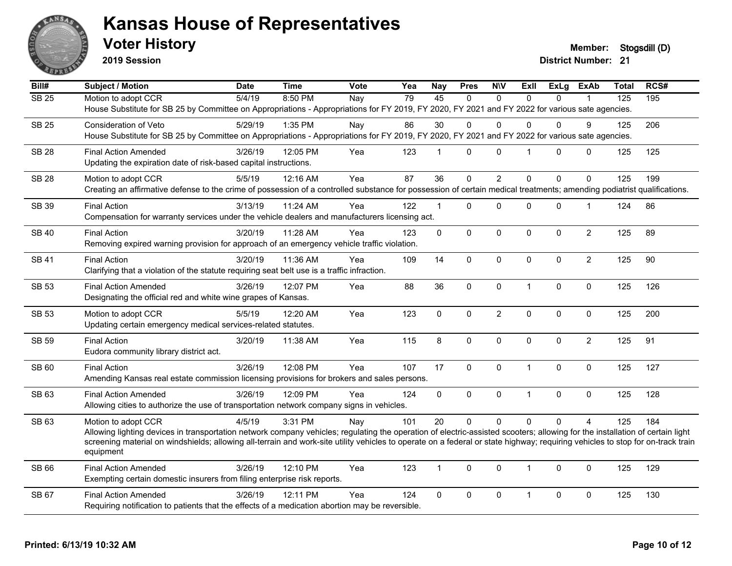# Kansas House of Representatives

## Voter History

**2019 Session**

**Member:** Stogsdill (D)
**District Number:** 21

| Bill# | Subject / Motion | Date | Time | Vote | Yea | Nay | Pres | N\V | ExII | ExLg | ExAb | Total | RCS# |
|---|---|---|---|---|---|---|---|---|---|---|---|---|---|
| SB 25 | Motion to adopt CCR | 5/4/19 | 8:50 PM | Nay | 79 | 45 | 0 | 0 | 0 | 0 | 1 | 125 | 195 |
| | House Substitute for SB 25 by Committee on Appropriations - Appropriations for FY 2019, FY 2020, FY 2021 and FY 2022 for various sate agencies. | | | | | | | | | | | | |
| SB 25 | Consideration of Veto | 5/29/19 | 1:35 PM | Nay | 86 | 30 | 0 | 0 | 0 | 0 | 9 | 125 | 206 |
| | House Substitute for SB 25 by Committee on Appropriations - Appropriations for FY 2019, FY 2020, FY 2021 and FY 2022 for various sate agencies. | | | | | | | | | | | | |
| SB 28 | Final Action Amended | 3/26/19 | 12:05 PM | Yea | 123 | 1 | 0 | 0 | 1 | 0 | 0 | 125 | 125 |
| | Updating the expiration date of risk-based capital instructions. | | | | | | | | | | | | |
| SB 28 | Motion to adopt CCR | 5/5/19 | 12:16 AM | Yea | 87 | 36 | 0 | 2 | 0 | 0 | 0 | 125 | 199 |
| | Creating an affirmative defense to the crime of possession of a controlled substance for possession of certain medical treatments; amending podiatrist qualifications. | | | | | | | | | | | | |
| SB 39 | Final Action | 3/13/19 | 11:24 AM | Yea | 122 | 1 | 0 | 0 | 0 | 0 | 1 | 124 | 86 |
| | Compensation for warranty services under the vehicle dealers and manufacturers licensing act. | | | | | | | | | | | | |
| SB 40 | Final Action | 3/20/19 | 11:28 AM | Yea | 123 | 0 | 0 | 0 | 0 | 0 | 2 | 125 | 89 |
| | Removing expired warning provision for approach of an emergency vehicle traffic violation. | | | | | | | | | | | | |
| SB 41 | Final Action | 3/20/19 | 11:36 AM | Yea | 109 | 14 | 0 | 0 | 0 | 0 | 2 | 125 | 90 |
| | Clarifying that a violation of the statute requiring seat belt use is a traffic infraction. | | | | | | | | | | | | |
| SB 53 | Final Action Amended | 3/26/19 | 12:07 PM | Yea | 88 | 36 | 0 | 0 | 1 | 0 | 0 | 125 | 126 |
| | Designating the official red and white wine grapes of Kansas. | | | | | | | | | | | | |
| SB 53 | Motion to adopt CCR | 5/5/19 | 12:20 AM | Yea | 123 | 0 | 0 | 2 | 0 | 0 | 0 | 125 | 200 |
| | Updating certain emergency medical services-related statutes. | | | | | | | | | | | | |
| SB 59 | Final Action | 3/20/19 | 11:38 AM | Yea | 115 | 8 | 0 | 0 | 0 | 0 | 2 | 125 | 91 |
| | Eudora community library district act. | | | | | | | | | | | | |
| SB 60 | Final Action | 3/26/19 | 12:08 PM | Yea | 107 | 17 | 0 | 0 | 1 | 0 | 0 | 125 | 127 |
| | Amending Kansas real estate commission licensing provisions for brokers and sales persons. | | | | | | | | | | | | |
| SB 63 | Final Action Amended | 3/26/19 | 12:09 PM | Yea | 124 | 0 | 0 | 0 | 1 | 0 | 0 | 125 | 128 |
| | Allowing cities to authorize the use of transportation network company signs in vehicles. | | | | | | | | | | | | |
| SB 63 | Motion to adopt CCR | 4/5/19 | 3:31 PM | Nay | 101 | 20 | 0 | 0 | 0 | 0 | 4 | 125 | 184 |
| | Allowing lighting devices in transportation network company vehicles; regulating the operation of electric-assisted scooters; allowing for the installation of certain light screening material on windshields; allowing all-terrain and work-site utility vehicles to operate on a federal or state highway; requiring vehicles to stop for on-track train equipment | | | | | | | | | | | | |
| SB 66 | Final Action Amended | 3/26/19 | 12:10 PM | Yea | 123 | 1 | 0 | 0 | 1 | 0 | 0 | 125 | 129 |
| | Exempting certain domestic insurers from filing enterprise risk reports. | | | | | | | | | | | | |
| SB 67 | Final Action Amended | 3/26/19 | 12:11 PM | Yea | 124 | 0 | 0 | 0 | 1 | 0 | 0 | 125 | 130 |
| | Requiring notification to patients that the effects of a medication abortion may be reversible. | | | | | | | | | | | | |

**Printed: 6/13/19 10:32 AM**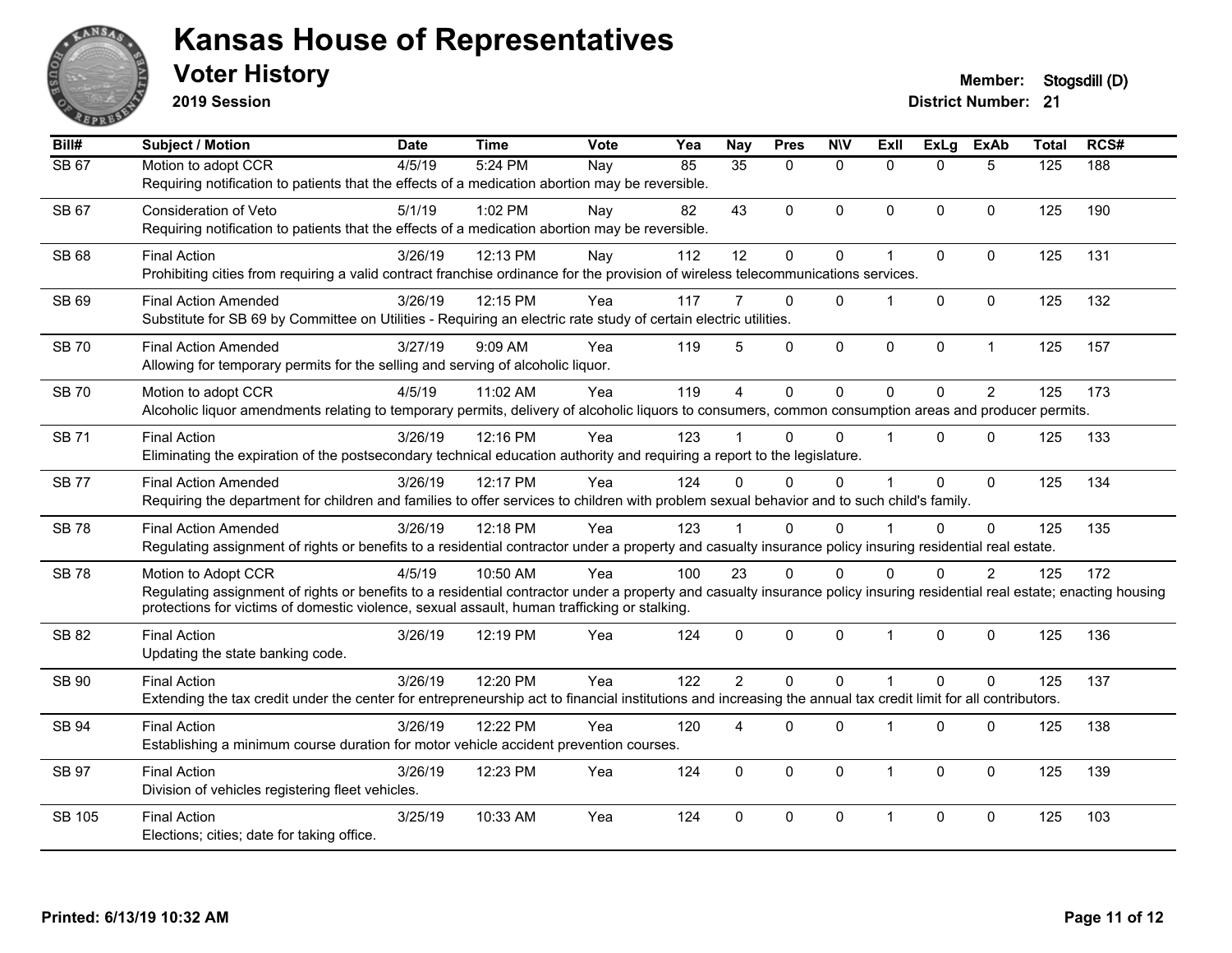# Kansas House of Representatives

## Voter History

**2019 Session**

**Member:** Stogsdill (D)
**District Number:** 21

| Bill# | Subject / Motion | Date | Time | Vote | Yea | Nay | Pres | N\V | ExII | ExLg | ExAb | Total | RCS# |
|---|---|---|---|---|---|---|---|---|---|---|---|---|---|
| SB 67 | Motion to adopt CCR | 4/5/19 | 5:24 PM | Nay | 85 | 35 | 0 | 0 | 0 | 0 | 5 | 125 | 188 |
| | Requiring notification to patients that the effects of a medication abortion may be reversible. | | | | | | | | | | | | |
| SB 67 | Consideration of Veto | 5/1/19 | 1:02 PM | Nay | 82 | 43 | 0 | 0 | 0 | 0 | 0 | 125 | 190 |
| | Requiring notification to patients that the effects of a medication abortion may be reversible. | | | | | | | | | | | | |
| SB 68 | Final Action | 3/26/19 | 12:13 PM | Nay | 112 | 12 | 0 | 0 | 1 | 0 | 0 | 125 | 131 |
| | Prohibiting cities from requiring a valid contract franchise ordinance for the provision of wireless telecommunications services. | | | | | | | | | | | | |
| SB 69 | Final Action Amended | 3/26/19 | 12:15 PM | Yea | 117 | 7 | 0 | 0 | 1 | 0 | 0 | 125 | 132 |
| | Substitute for SB 69 by Committee on Utilities - Requiring an electric rate study of certain electric utilities. | | | | | | | | | | | | |
| SB 70 | Final Action Amended | 3/27/19 | 9:09 AM | Yea | 119 | 5 | 0 | 0 | 0 | 0 | 1 | 125 | 157 |
| | Allowing for temporary permits for the selling and serving of alcoholic liquor. | | | | | | | | | | | | |
| SB 70 | Motion to adopt CCR | 4/5/19 | 11:02 AM | Yea | 119 | 4 | 0 | 0 | 0 | 0 | 2 | 125 | 173 |
| | Alcoholic liquor amendments relating to temporary permits, delivery of alcoholic liquors to consumers, common consumption areas and producer permits. | | | | | | | | | | | | |
| SB 71 | Final Action | 3/26/19 | 12:16 PM | Yea | 123 | 1 | 0 | 0 | 1 | 0 | 0 | 125 | 133 |
| | Eliminating the expiration of the postsecondary technical education authority and requiring a report to the legislature. | | | | | | | | | | | | |
| SB 77 | Final Action Amended | 3/26/19 | 12:17 PM | Yea | 124 | 0 | 0 | 0 | 1 | 0 | 0 | 125 | 134 |
| | Requiring the department for children and families to offer services to children with problem sexual behavior and to such child's family. | | | | | | | | | | | | |
| SB 78 | Final Action Amended | 3/26/19 | 12:18 PM | Yea | 123 | 1 | 0 | 0 | 1 | 0 | 0 | 125 | 135 |
| | Regulating assignment of rights or benefits to a residential contractor under a property and casualty insurance policy insuring residential real estate. | | | | | | | | | | | | |
| SB 78 | Motion to Adopt CCR | 4/5/19 | 10:50 AM | Yea | 100 | 23 | 0 | 0 | 0 | 0 | 2 | 125 | 172 |
| | Regulating assignment of rights or benefits to a residential contractor under a property and casualty insurance policy insuring residential real estate; enacting housing protections for victims of domestic violence, sexual assault, human trafficking or stalking. | | | | | | | | | | | | |
| SB 82 | Final Action | 3/26/19 | 12:19 PM | Yea | 124 | 0 | 0 | 0 | 1 | 0 | 0 | 125 | 136 |
| | Updating the state banking code. | | | | | | | | | | | | |
| SB 90 | Final Action | 3/26/19 | 12:20 PM | Yea | 122 | 2 | 0 | 0 | 1 | 0 | 0 | 125 | 137 |
| | Extending the tax credit under the center for entrepreneurship act to financial institutions and increasing the annual tax credit limit for all contributors. | | | | | | | | | | | | |
| SB 94 | Final Action | 3/26/19 | 12:22 PM | Yea | 120 | 4 | 0 | 0 | 1 | 0 | 0 | 125 | 138 |
| | Establishing a minimum course duration for motor vehicle accident prevention courses. | | | | | | | | | | | | |
| SB 97 | Final Action | 3/26/19 | 12:23 PM | Yea | 124 | 0 | 0 | 0 | 1 | 0 | 0 | 125 | 139 |
| | Division of vehicles registering fleet vehicles. | | | | | | | | | | | | |
| SB 105 | Final Action | 3/25/19 | 10:33 AM | Yea | 124 | 0 | 0 | 0 | 1 | 0 | 0 | 125 | 103 |
| | Elections; cities; date for taking office. | | | | | | | | | | | | |

Printed: 6/13/19 10:32 AM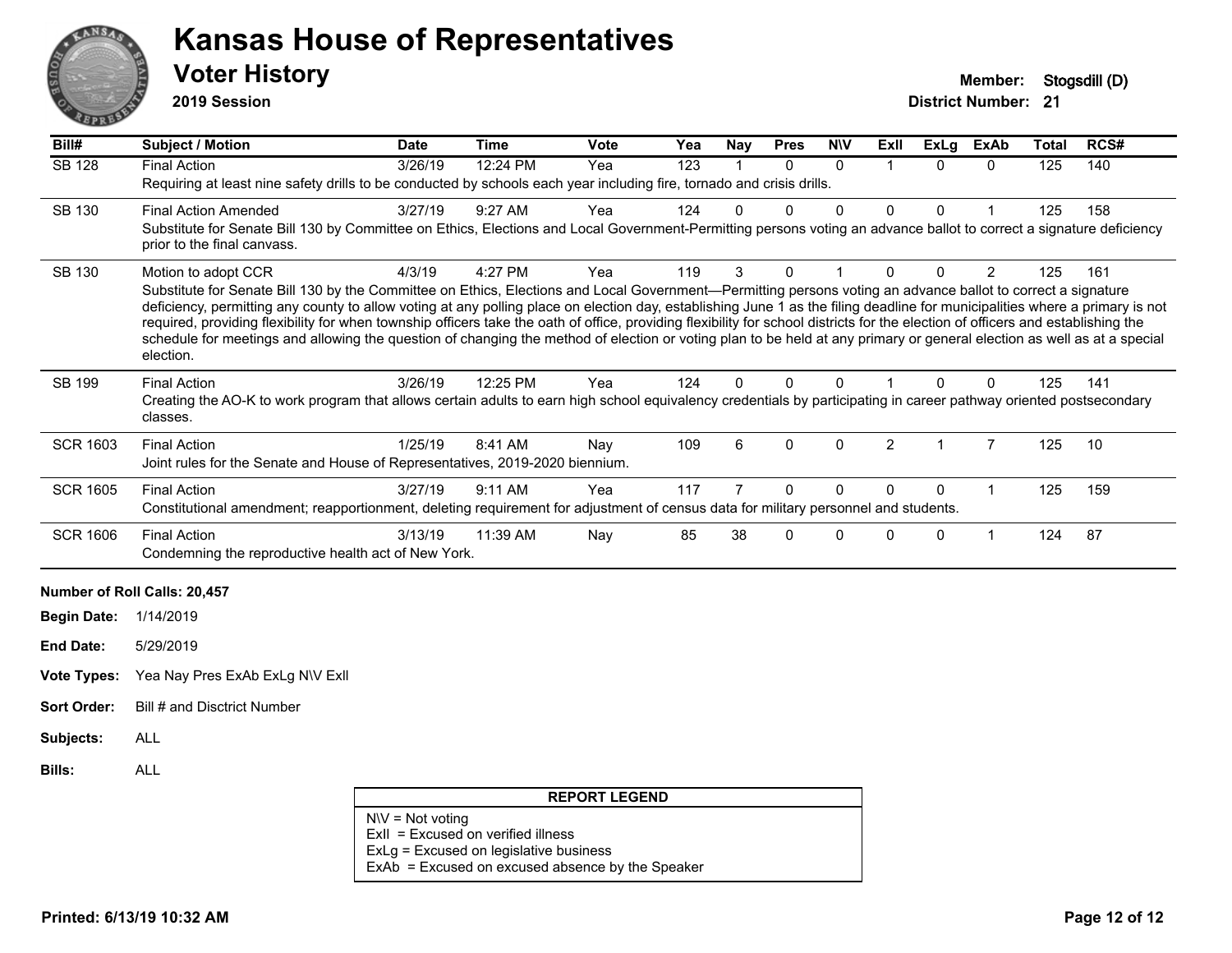# Kansas House of Representatives

## Voter History

**2019 Session**

**Member:** Stogsdill (D)
**District Number:** 21

| Bill# | Subject / Motion | Date | Time | Vote | Yea | Nay | Pres | N\V | ExIl | ExLg | ExAb | Total | RCS# |
|---|---|---|---|---|---|---|---|---|---|---|---|---|---|
| SB 128 | Final Action | 3/26/19 | 12:24 PM | Yea | 123 | 1 | 0 | 0 | 1 | 0 | 0 | 125 | 140 |
| | Requiring at least nine safety drills to be conducted by schools each year including fire, tornado and crisis drills. | | | | | | | | | | | | |
| SB 130 | Final Action Amended | 3/27/19 | 9:27 AM | Yea | 124 | 0 | 0 | 0 | 0 | 0 | 1 | 125 | 158 |
| | Substitute for Senate Bill 130 by Committee on Ethics, Elections and Local Government-Permitting persons voting an advance ballot to correct a signature deficiency prior to the final canvass. | | | | | | | | | | | | |
| SB 130 | Motion to adopt CCR | 4/3/19 | 4:27 PM | Yea | 119 | 3 | 0 | 1 | 0 | 0 | 2 | 125 | 161 |
| | Substitute for Senate Bill 130 by the Committee on Ethics, Elections and Local Government—Permitting persons voting an advance ballot to correct a signature deficiency, permitting any county to allow voting at any polling place on election day, establishing June 1 as the filing deadline for municipalities where a primary is not required, providing flexibility for when township officers take the oath of office, providing flexibility for school districts for the election of officers and establishing the schedule for meetings and allowing the question of changing the method of election or voting plan to be held at any primary or general election as well as at a special election. | | | | | | | | | | | | |
| SB 199 | Final Action | 3/26/19 | 12:25 PM | Yea | 124 | 0 | 0 | 0 | 1 | 0 | 0 | 125 | 141 |
| | Creating the AO-K to work program that allows certain adults to earn high school equivalency credentials by participating in career pathway oriented postsecondary classes. | | | | | | | | | | | | |
| SCR 1603 | Final Action | 1/25/19 | 8:41 AM | Nay | 109 | 6 | 0 | 0 | 2 | 1 | 7 | 125 | 10 |
| | Joint rules for the Senate and House of Representatives, 2019-2020 biennium. | | | | | | | | | | | | |
| SCR 1605 | Final Action | 3/27/19 | 9:11 AM | Yea | 117 | 7 | 0 | 0 | 0 | 0 | 1 | 125 | 159 |
| | Constitutional amendment; reapportionment, deleting requirement for adjustment of census data for military personnel and students. | | | | | | | | | | | | |
| SCR 1606 | Final Action | 3/13/19 | 11:39 AM | Nay | 85 | 38 | 0 | 0 | 0 | 0 | 1 | 124 | 87 |
| | Condemning the reproductive health act of New York. | | | | | | | | | | | | |

**Number of Roll Calls: 20,457**

**Begin Date:** 1/14/2019

**End Date:** 5/29/2019

**Vote Types:** Yea Nay Pres ExAb ExLg N\V ExIl

**Sort Order:** Bill # and Disctrict Number

**Subjects:** ALL

**Bills:** ALL

**REPORT LEGEND**

N\V = Not voting
ExIl = Excused on verified illness
ExLg = Excused on legislative business
ExAb = Excused on excused absence by the Speaker

**Printed: 6/13/19 10:32 AM**